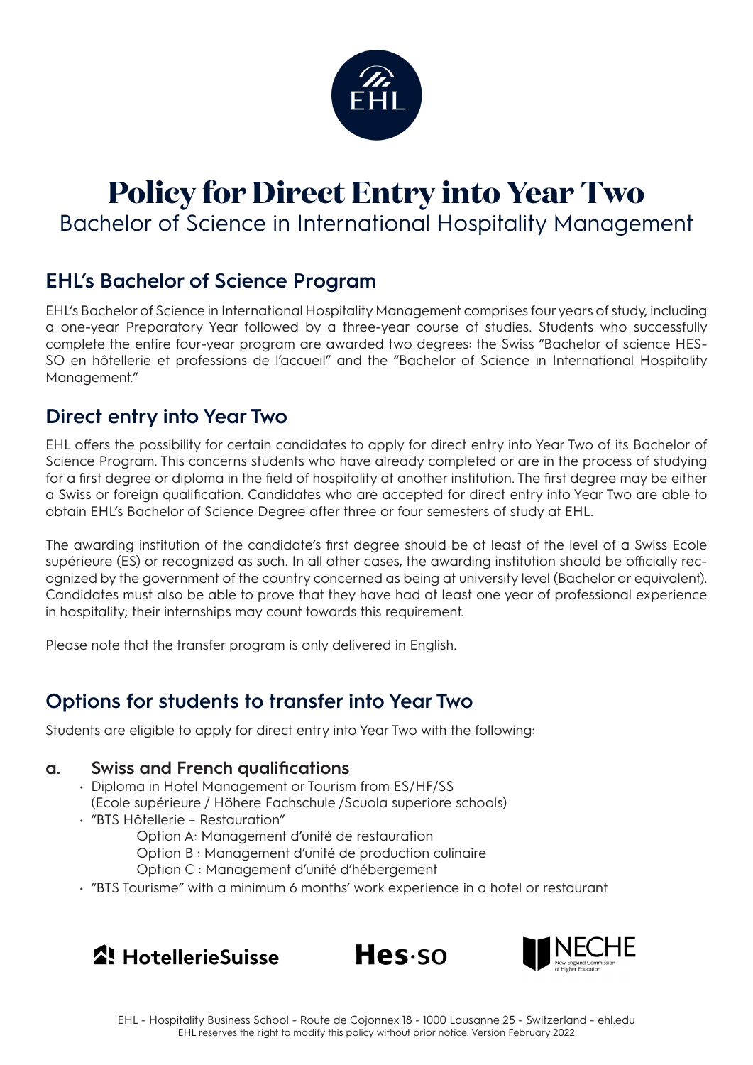# Policy for Direct Entry into Year Two

Bachelor of Science in International Hospitality Management

## EHL's Bachelor of Science Program

EHL's Bachelor of Science in International Hospitality Management comprises four years of study, including a one-year Preparatory Year followed by a three-year course of studies. Students who successfully complete the entire four-year program are awarded two degrees: the Swiss "Bachelor of science HES-SO en hôtellerie et professions de l'accueil" and the "Bachelor of Science in International Hospitality Management."

## Direct entry into Year Two

EHL offers the possibility for certain candidates to apply for direct entry into Year Two of its Bachelor of Science Program. This concerns students who have already completed or are in the process of studying for a first degree or diploma in the field of hospitality at another institution. The first degree may be either a Swiss or foreign qualification. Candidates who are accepted for direct entry into Year Two are able to obtain EHL's Bachelor of Science Degree after three or four semesters of study at EHL.

The awarding institution of the candidate's first degree should be at least of the level of a Swiss Ecole supérieure (ES) or recognized as such. In all other cases, the awarding institution should be officially recognized by the government of the country concerned as being at university level (Bachelor or equivalent). Candidates must also be able to prove that they have had at least one year of professional experience in hospitality; their internships may count towards this requirement.

Please note that the transfer program is only delivered in English.

## Options for students to transfer into Year Two

Students are eligible to apply for direct entry into Year Two with the following:

### a. Swiss and French qualifications

- Diploma in Hotel Management or Tourism from ES/HF/SS (Ecole supérieure / Höhere Fachschule /Scuola superiore schools)
- "BTS Hôtellerie – Restauration"
  - Option A: Management d'unité de restauration
  - Option B : Management d'unité de production culinaire
  - Option C : Management d'unité d'hébergement
- "BTS Tourisme" with a minimum 6 months' work experience in a hotel or restaurant

HotellerieSuisse Hes·so NECHE New England Commission of Higher Education

EHL - Hospitality Business School - Route de Cojonnex 18 - 1000 Lausanne 25 - Switzerland - ehl.edu
EHL reserves the right to modify this policy without prior notice. Version February 2022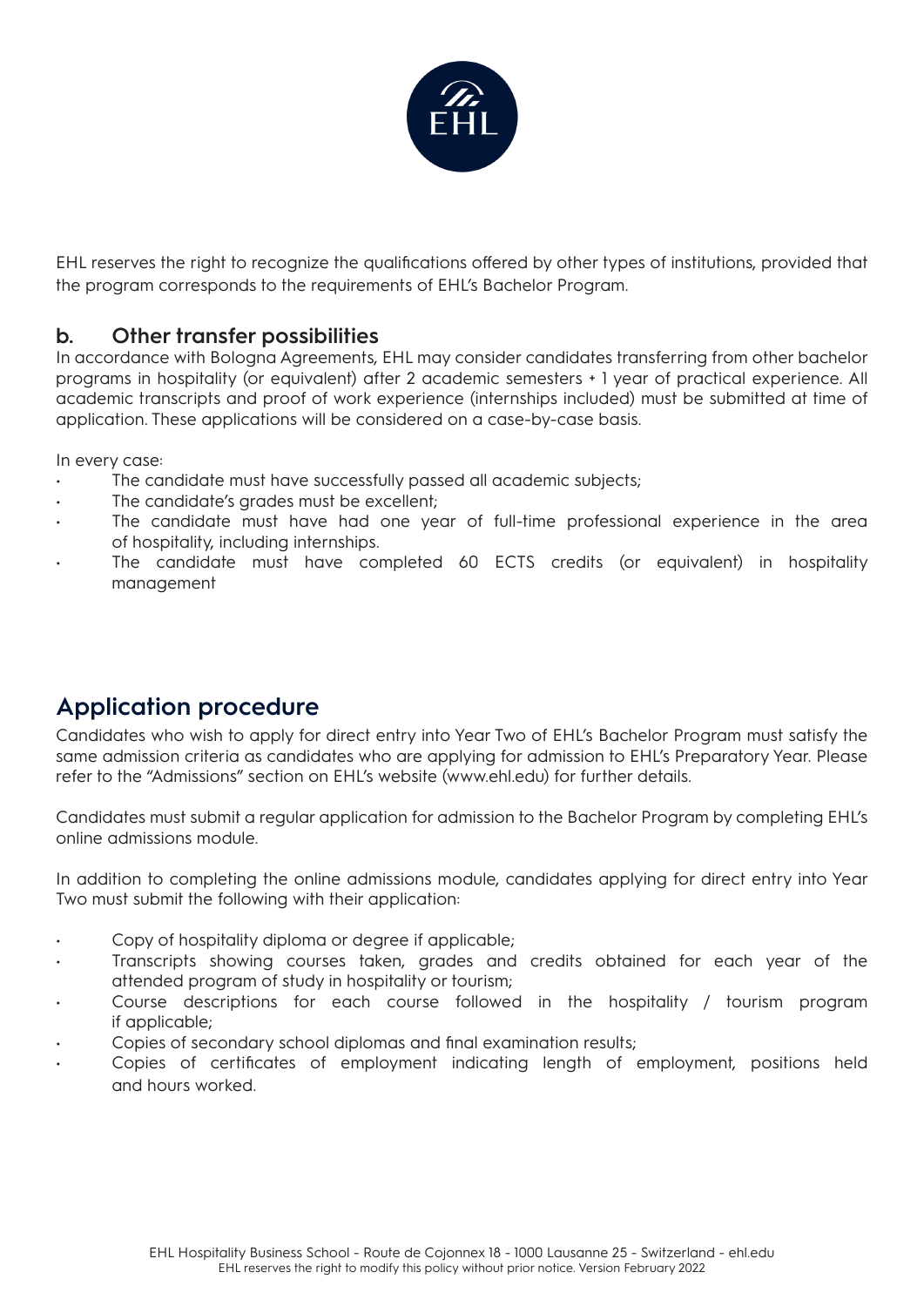EHL reserves the right to recognize the qualifications offered by other types of institutions, provided that the program corresponds to the requirements of EHL's Bachelor Program.

### b. Other transfer possibilities

In accordance with Bologna Agreements, EHL may consider candidates transferring from other bachelor programs in hospitality (or equivalent) after 2 academic semesters + 1 year of practical experience. All academic transcripts and proof of work experience (internships included) must be submitted at time of application. These applications will be considered on a case-by-case basis.

In every case:

- The candidate must have successfully passed all academic subjects;
- The candidate's grades must be excellent;
- The candidate must have had one year of full-time professional experience in the area of hospitality, including internships.
- The candidate must have completed 60 ECTS credits (or equivalent) in hospitality management

## Application procedure

Candidates who wish to apply for direct entry into Year Two of EHL's Bachelor Program must satisfy the same admission criteria as candidates who are applying for admission to EHL's Preparatory Year. Please refer to the "Admissions" section on EHL's website (www.ehl.edu) for further details.

Candidates must submit a regular application for admission to the Bachelor Program by completing EHL's online admissions module.

In addition to completing the online admissions module, candidates applying for direct entry into Year Two must submit the following with their application:

- Copy of hospitality diploma or degree if applicable;
- Transcripts showing courses taken, grades and credits obtained for each year of the attended program of study in hospitality or tourism;
- Course descriptions for each course followed in the hospitality / tourism program if applicable;
- Copies of secondary school diplomas and final examination results;
- Copies of certificates of employment indicating length of employment, positions held and hours worked.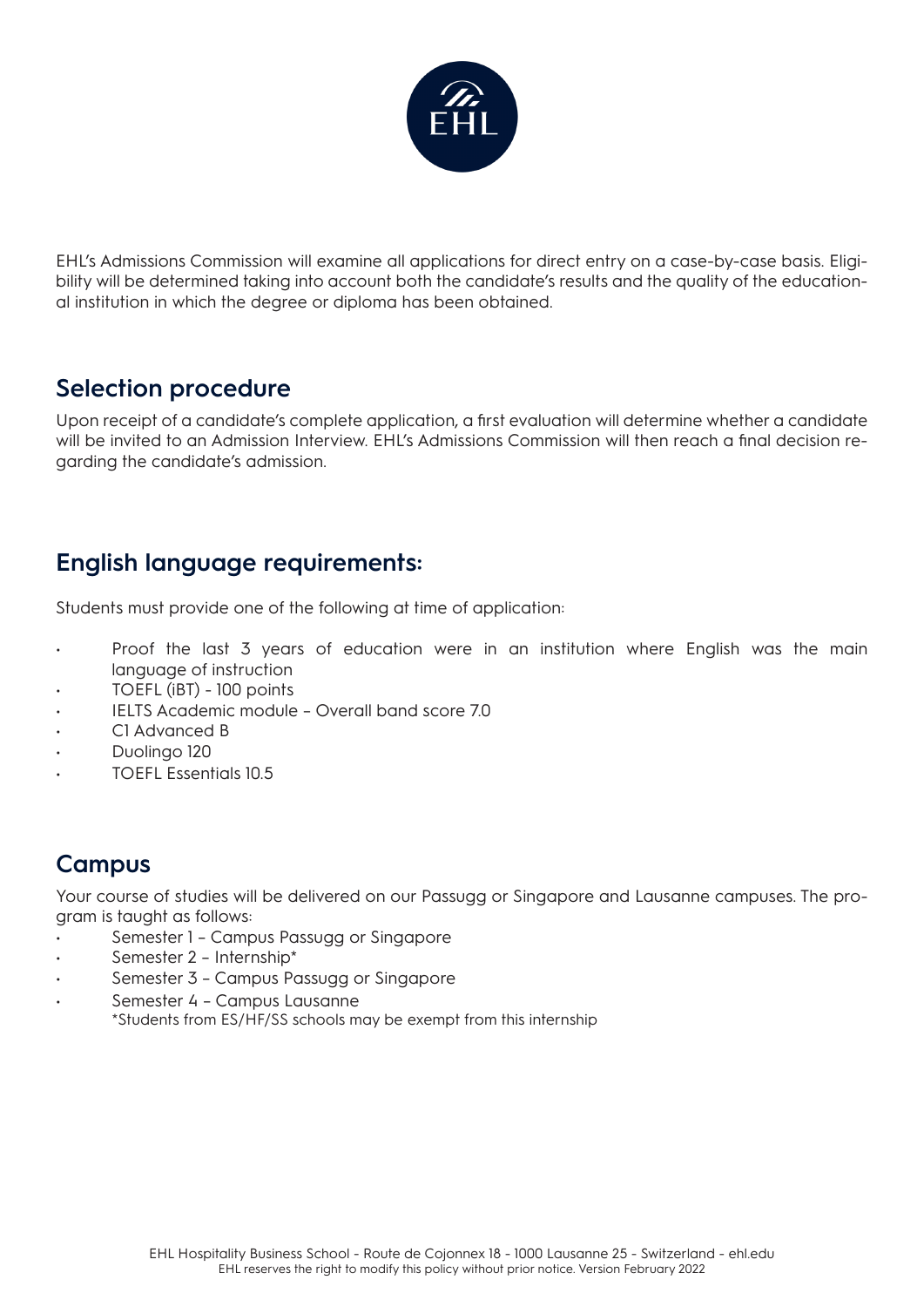EHL's Admissions Commission will examine all applications for direct entry on a case-by-case basis. Eligibility will be determined taking into account both the candidate's results and the quality of the educational institution in which the degree or diploma has been obtained.

## Selection procedure

Upon receipt of a candidate's complete application, a first evaluation will determine whether a candidate will be invited to an Admission Interview. EHL's Admissions Commission will then reach a final decision regarding the candidate's admission.

## English language requirements:

Students must provide one of the following at time of application:

- Proof the last 3 years of education were in an institution where English was the main language of instruction
- TOEFL (iBT) - 100 points
- IELTS Academic module – Overall band score 7.0
- C1 Advanced B
- Duolingo 120
- TOEFL Essentials 10.5

## Campus

Your course of studies will be delivered on our Passugg or Singapore and Lausanne campuses. The program is taught as follows:

- Semester 1 – Campus Passugg or Singapore
- Semester 2 – Internship*
- Semester 3 – Campus Passugg or Singapore
- Semester 4 – Campus Lausanne

*Students from ES/HF/SS schools may be exempt from this internship

EHL Hospitality Business School - Route de Cojonnex 18 - 1000 Lausanne 25 - Switzerland - ehl.edu
EHL reserves the right to modify this policy without prior notice. Version February 2022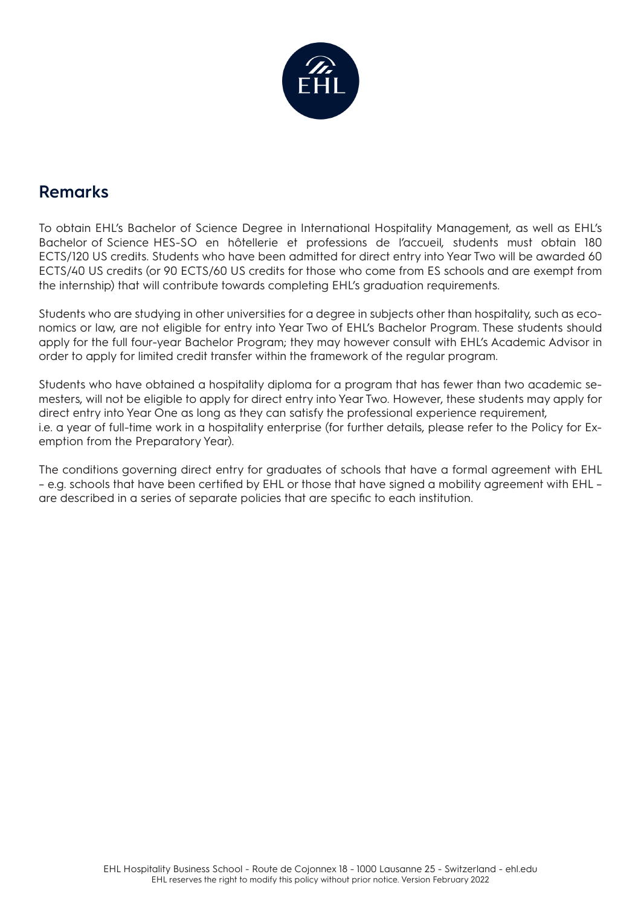## Remarks

To obtain EHL's Bachelor of Science Degree in International Hospitality Management, as well as EHL's Bachelor of Science HES-SO en hôtellerie et professions de l'accueil, students must obtain 180 ECTS/120 US credits. Students who have been admitted for direct entry into Year Two will be awarded 60 ECTS/40 US credits (or 90 ECTS/60 US credits for those who come from ES schools and are exempt from the internship) that will contribute towards completing EHL's graduation requirements.

Students who are studying in other universities for a degree in subjects other than hospitality, such as economics or law, are not eligible for entry into Year Two of EHL's Bachelor Program. These students should apply for the full four-year Bachelor Program; they may however consult with EHL's Academic Advisor in order to apply for limited credit transfer within the framework of the regular program.

Students who have obtained a hospitality diploma for a program that has fewer than two academic semesters, will not be eligible to apply for direct entry into Year Two. However, these students may apply for direct entry into Year One as long as they can satisfy the professional experience requirement, i.e. a year of full-time work in a hospitality enterprise (for further details, please refer to the Policy for Exemption from the Preparatory Year).

The conditions governing direct entry for graduates of schools that have a formal agreement with EHL – e.g. schools that have been certified by EHL or those that have signed a mobility agreement with EHL – are described in a series of separate policies that are specific to each institution.

EHL Hospitality Business School - Route de Cojonnex 18 - 1000 Lausanne 25 - Switzerland - ehl.edu
EHL reserves the right to modify this policy without prior notice. Version February 2022